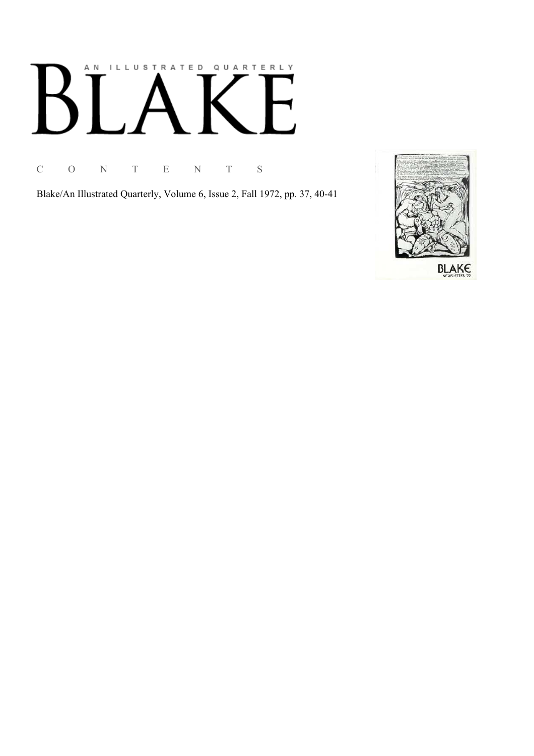AN ILLUSTRATED QUARTERLY

# BLAKE

C O N T E N T S

Blake/An Illustrated Quarterly, Volume 6, Issue 2, Fall 1972, pp. 37, 40-41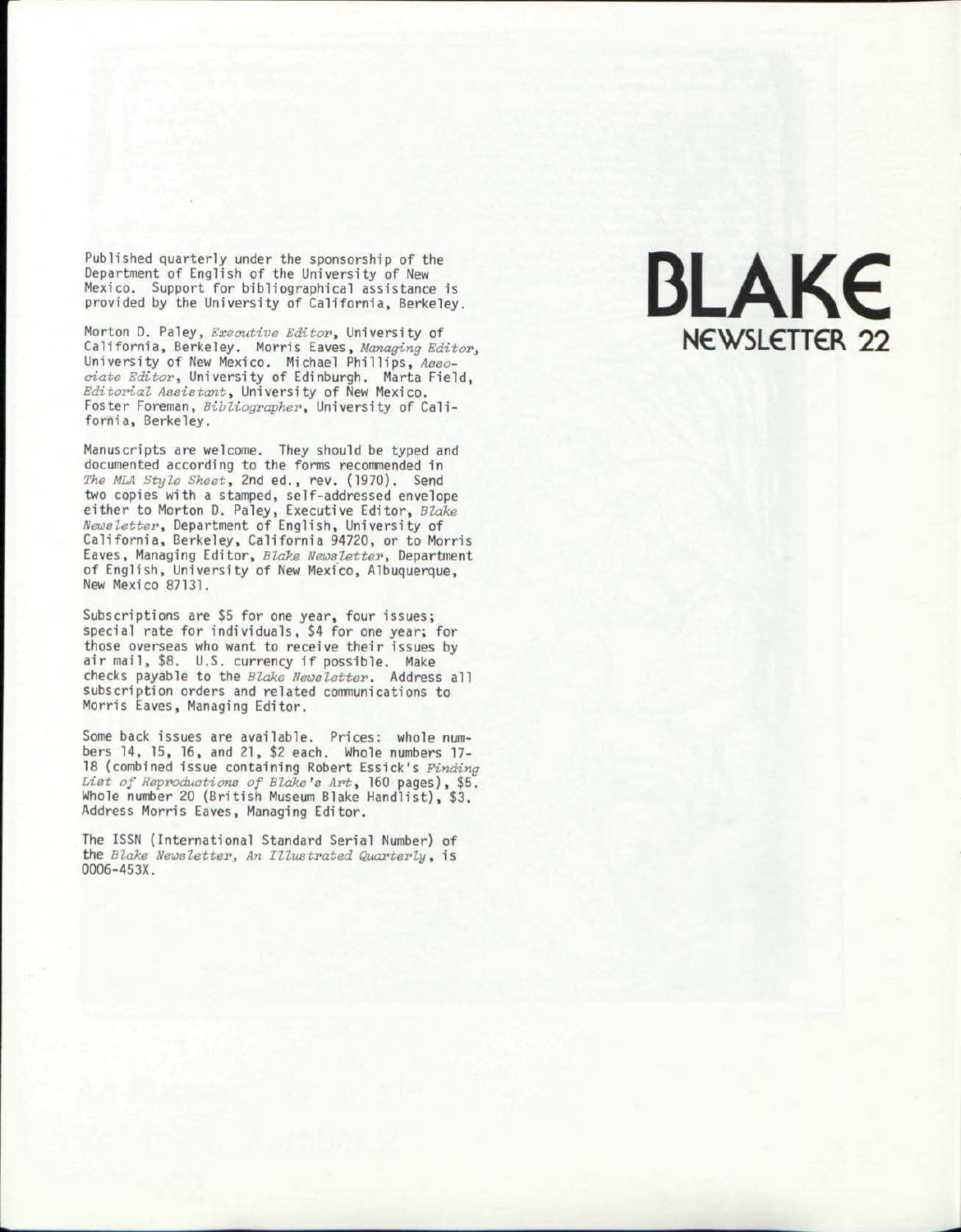# BLAKE

## NEWSLETTER 22

Published quarterly under the sponsorship of the Department of English of the University of New Mexico. Support for bibliographical assistance is provided by the University of California, Berkeley.

Morton D. Paley, *Executive Editor*, University of California, Berkeley. Morris Eaves, *Managing Editor*, University of New Mexico. Michael Phillips, *Associate Editor*, University of Edinburgh. Marta Field, *Editorial Assistant*, University of New Mexico. Foster Foreman, *Bibliographer*, University of California, Berkeley.

Manuscripts are welcome. They should be typed and documented according to the forms recommended in *The MLA Style Sheet*, 2nd ed., rev. (1970). Send two copies with a stamped, self-addressed envelope either to Morton D. Paley, Executive Editor, *Blake Newsletter*, Department of English, University of California, Berkeley, California 94720, or to Morris Eaves, Managing Editor, *Blake Newsletter*, Department of English, University of New Mexico, Albuquerque, New Mexico 87131.

Subscriptions are $5 for one year, four issues; special rate for individuals, $4 for one year; for those overseas who want to receive their issues by air mail, $8. U.S. currency if possible. Make checks payable to the *Blake Newsletter*. Address all subscription orders and related communications to Morris Eaves, Managing Editor.

Some back issues are available. Prices: whole numbers 14, 15, 16, and 21, $2 each. Whole numbers 17-18 (combined issue containing Robert Essick's *Finding List of Reproductions of Blake's Art*, 160 pages), $5. Whole number 20 (British Museum Blake Handlist), $3. Address Morris Eaves, Managing Editor.

The ISSN (International Standard Serial Number) of the *Blake Newsletter, An Illustrated Quarterly*, is 0006-453X.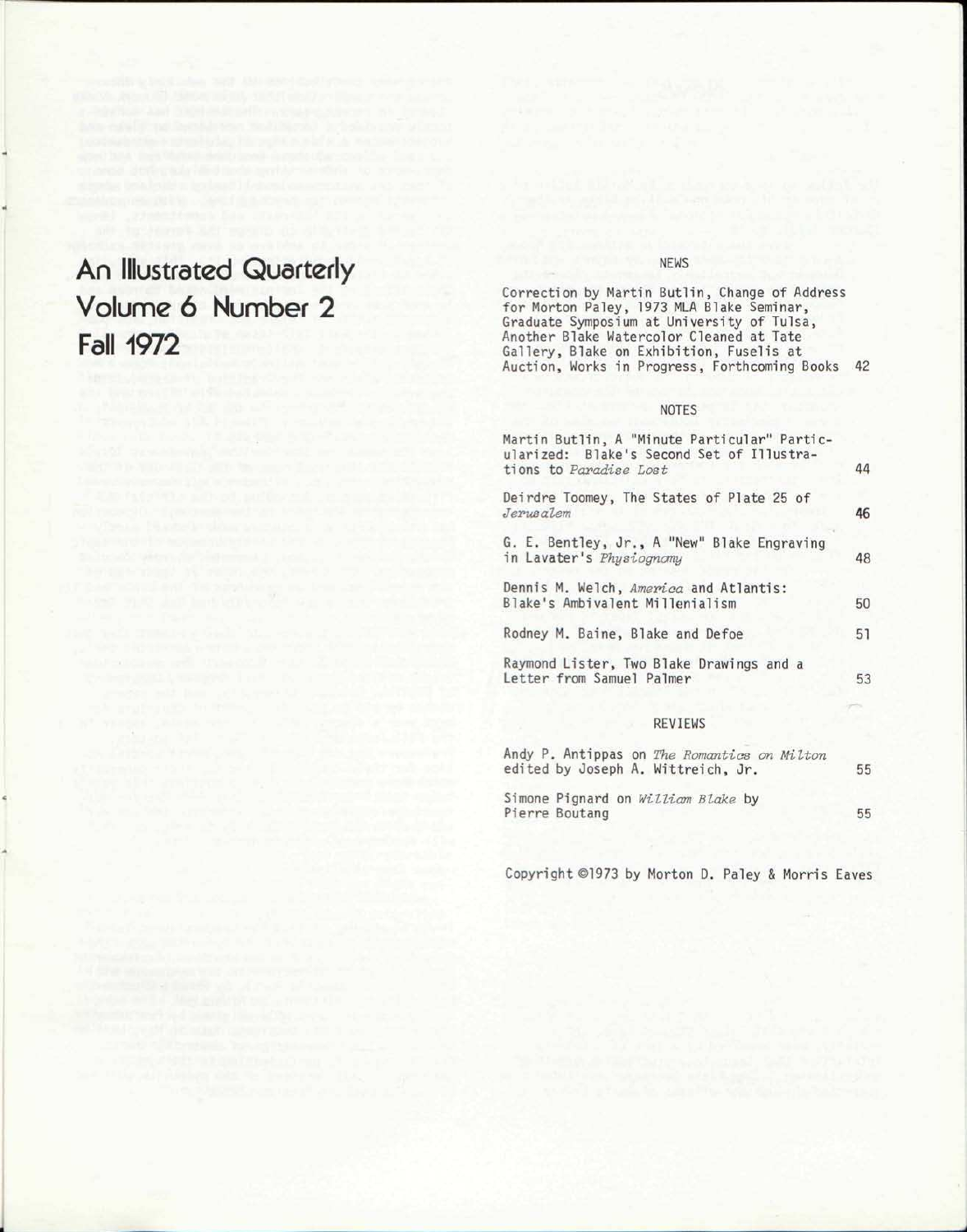# An Illustrated Quarterly
# Volume 6 Number 2
# Fall 1972

## NEWS

Correction by Martin Butlin, Change of Address for Morton Paley, 1973 MLA Blake Seminar, Graduate Symposium at University of Tulsa, Another Blake Watercolor Cleaned at Tate Gallery, Blake on Exhibition, Fuselis at Auction, Works in Progress, Forthcoming Books 42

## NOTES

Martin Butlin, A "Minute Particular" Particularized: Blake's Second Set of Illustrations to *Paradise Lost* 44

Deirdre Toomey, The States of Plate 25 of *Jerusalem* 46

G. E. Bentley, Jr., A "New" Blake Engraving in Lavater's *Physiognomy* 48

Dennis M. Welch, *America* and Atlantis: Blake's Ambivalent Millenialism 50

Rodney M. Baine, Blake and Defoe 51

Raymond Lister, Two Blake Drawings and a Letter from Samuel Palmer 53

## REVIEWS

Andy P. Antippas on *The Romantics on Milton* edited by Joseph A. Wittreich, Jr. 55

Simone Pignard on *William Blake* by Pierre Boutang 55

Copyright ©1973 by Morton D. Paley & Morris Eaves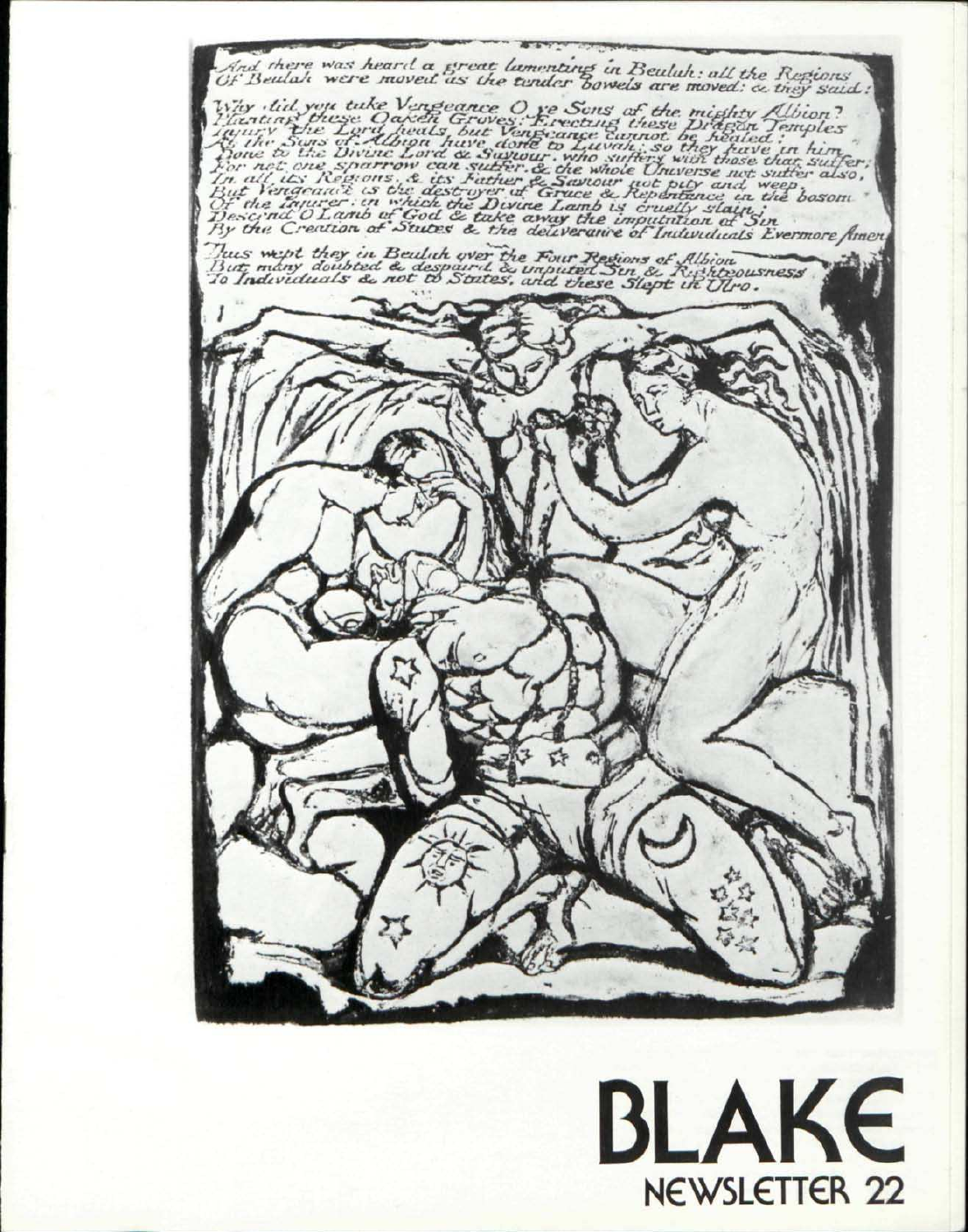And there was heard a great lamenting in Beulah: all the Regions
Of Beulah were moved as the tender bowels are moved: & they said:

Why did you take Vengeance O ye Sons of the mighty Albion?
Planting these Oaken Groves: Erecting these Dragon Temples
Injury the Lord heals, but Vengeance cannot be healed:
As the Sons of Albion have done to Luvah: so they have in him
Done to the Divine Lord & Saviour, who suffers with those that suffer;
For not one sparrow can suffer, & the whole Universe not suffer also,
In all its Regions, & its Father & Saviour not pity and weep.
But Vengeance is the destroyer of Grace & Repentance in the bosom
Of the Injurer: in which the Divine Lamb is cruelly slain:
Descend O Lamb of God & take away the imputation of Sin
By the Creation of States & the deliverance of Individuals Evermore Amen

Thus wept they in Beulah over the Four Regions of Albion
But many doubted & despaird & imputed Sin & Righteousness
To Individuals & not to States, and these Slept in Ulro.

# BLAKE
NEWSLETTER 22